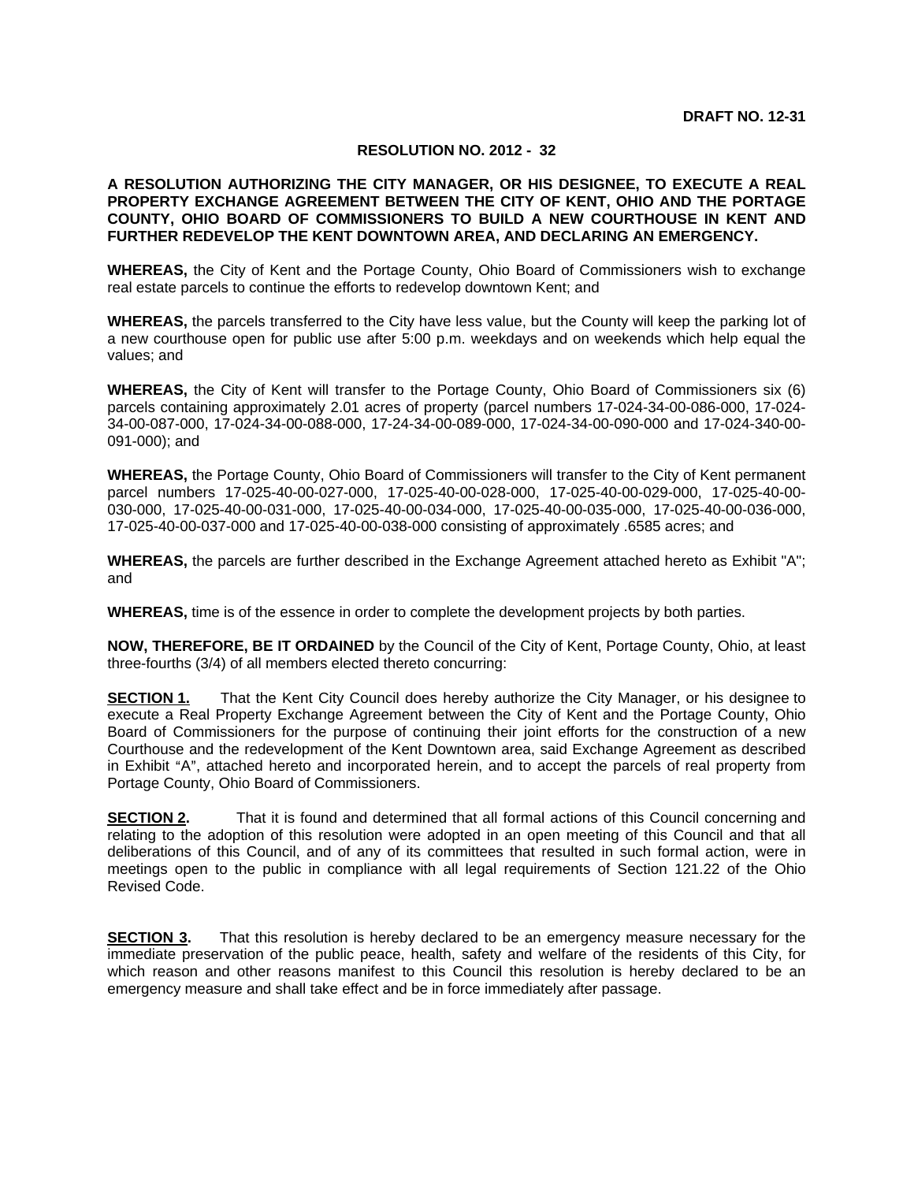**DRAFT NO. 12-31**

**RESOLUTION NO. 2012 - 32**

**A RESOLUTION AUTHORIZING THE CITY MANAGER, OR HIS DESIGNEE, TO EXECUTE A REAL PROPERTY EXCHANGE AGREEMENT BETWEEN THE CITY OF KENT, OHIO AND THE PORTAGE COUNTY, OHIO BOARD OF COMMISSIONERS TO BUILD A NEW COURTHOUSE IN KENT AND FURTHER REDEVELOP THE KENT DOWNTOWN AREA, AND DECLARING AN EMERGENCY.**

**WHEREAS,** the City of Kent and the Portage County, Ohio Board of Commissioners wish to exchange real estate parcels to continue the efforts to redevelop downtown Kent; and

**WHEREAS,** the parcels transferred to the City have less value, but the County will keep the parking lot of a new courthouse open for public use after 5:00 p.m. weekdays and on weekends which help equal the values; and

**WHEREAS,** the City of Kent will transfer to the Portage County, Ohio Board of Commissioners six (6) parcels containing approximately 2.01 acres of property (parcel numbers 17-024-34-00-086-000, 17-024-34-00-087-000, 17-024-34-00-088-000, 17-24-34-00-089-000, 17-024-34-00-090-000 and 17-024-340-00-091-000); and

**WHEREAS,** the Portage County, Ohio Board of Commissioners will transfer to the City of Kent permanent parcel numbers 17-025-40-00-027-000, 17-025-40-00-028-000, 17-025-40-00-029-000, 17-025-40-00-030-000, 17-025-40-00-031-000, 17-025-40-00-034-000, 17-025-40-00-035-000, 17-025-40-00-036-000, 17-025-40-00-037-000 and 17-025-40-00-038-000 consisting of approximately .6585 acres; and

**WHEREAS,** the parcels are further described in the Exchange Agreement attached hereto as Exhibit "A"; and

**WHEREAS,** time is of the essence in order to complete the development projects by both parties.

**NOW, THEREFORE, BE IT ORDAINED** by the Council of the City of Kent, Portage County, Ohio, at least three-fourths (3/4) of all members elected thereto concurring:

**SECTION 1.** That the Kent City Council does hereby authorize the City Manager, or his designee to execute a Real Property Exchange Agreement between the City of Kent and the Portage County, Ohio Board of Commissioners for the purpose of continuing their joint efforts for the construction of a new Courthouse and the redevelopment of the Kent Downtown area, said Exchange Agreement as described in Exhibit "A", attached hereto and incorporated herein, and to accept the parcels of real property from Portage County, Ohio Board of Commissioners.

**SECTION 2.** That it is found and determined that all formal actions of this Council concerning and relating to the adoption of this resolution were adopted in an open meeting of this Council and that all deliberations of this Council, and of any of its committees that resulted in such formal action, were in meetings open to the public in compliance with all legal requirements of Section 121.22 of the Ohio Revised Code.

**SECTION 3.** That this resolution is hereby declared to be an emergency measure necessary for the immediate preservation of the public peace, health, safety and welfare of the residents of this City, for which reason and other reasons manifest to this Council this resolution is hereby declared to be an emergency measure and shall take effect and be in force immediately after passage.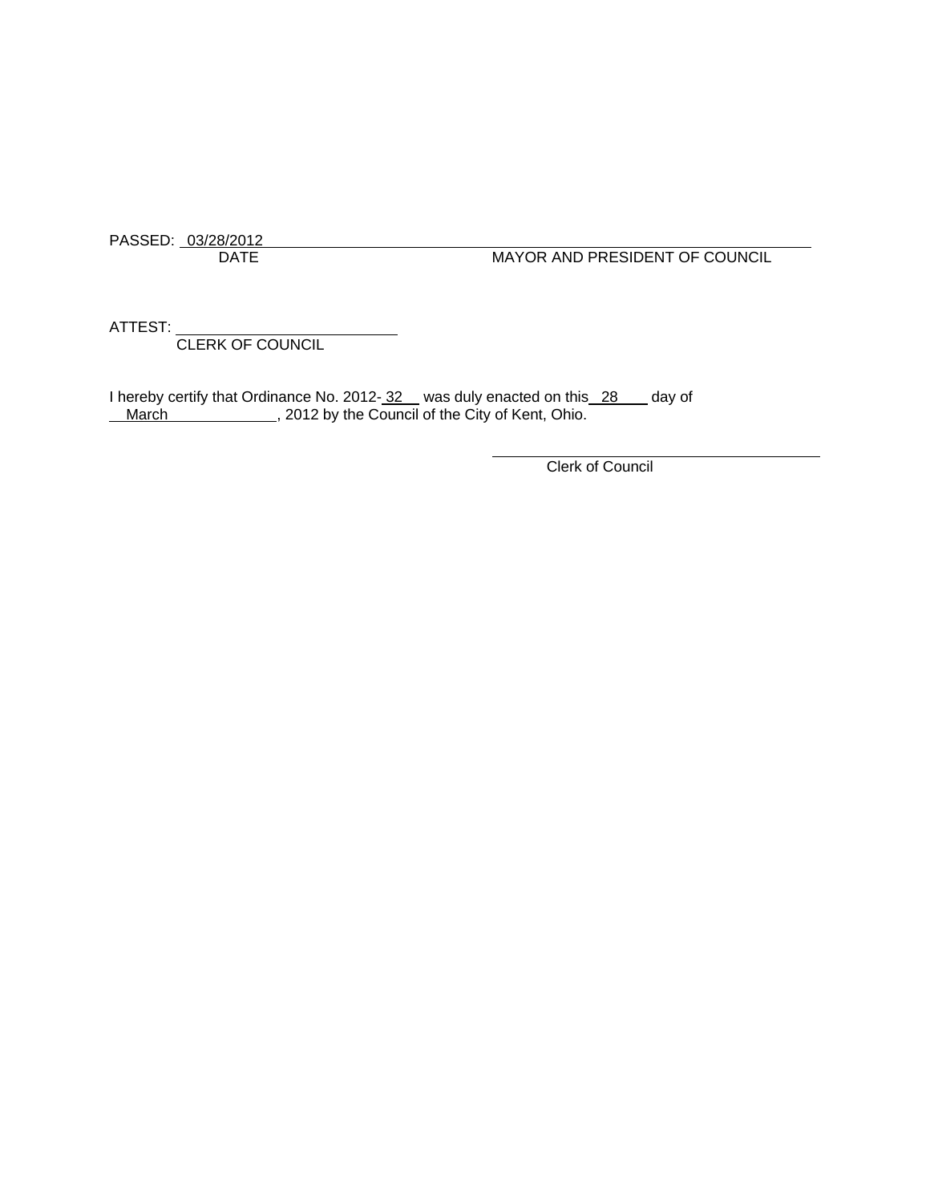PASSED: 03/28/2012
DATE

MAYOR AND PRESIDENT OF COUNCIL

ATTEST: ______________________
CLERK OF COUNCIL

I hereby certify that Ordinance No. 2012- 32 was duly enacted on this 28 day of March , 2012 by the Council of the City of Kent, Ohio.

______________________
Clerk of Council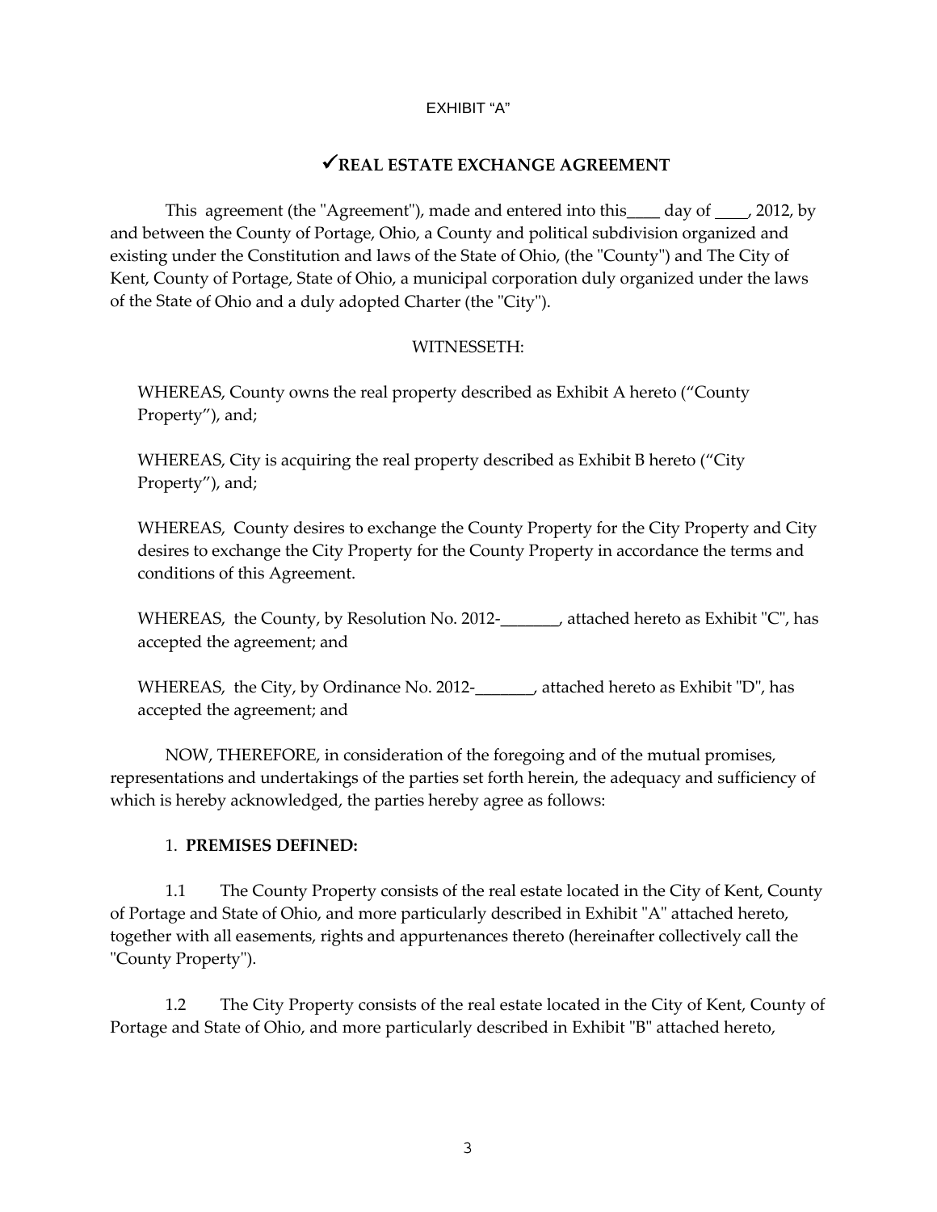EXHIBIT “A”

# ✓REAL ESTATE EXCHANGE AGREEMENT

This agreement (the "Agreement"), made and entered into this____ day of ____, 2012, by and between the County of Portage, Ohio, a County and political subdivision organized and existing under the Constitution and laws of the State of Ohio, (the "County") and The City of Kent, County of Portage, State of Ohio, a municipal corporation duly organized under the laws of the State of Ohio and a duly adopted Charter (the "City").

WITNESSETH:

WHEREAS, County owns the real property described as Exhibit A hereto (“County Property”), and;

WHEREAS, City is acquiring the real property described as Exhibit B hereto (“City Property”), and;

WHEREAS, County desires to exchange the County Property for the City Property and City desires to exchange the City Property for the County Property in accordance the terms and conditions of this Agreement.

WHEREAS, the County, by Resolution No. 2012-_______, attached hereto as Exhibit "C", has accepted the agreement; and

WHEREAS, the City, by Ordinance No. 2012-_______, attached hereto as Exhibit "D", has accepted the agreement; and

NOW, THEREFORE, in consideration of the foregoing and of the mutual promises, representations and undertakings of the parties set forth herein, the adequacy and sufficiency of which is hereby acknowledged, the parties hereby agree as follows:

1. **PREMISES DEFINED:**

1.1 The County Property consists of the real estate located in the City of Kent, County of Portage and State of Ohio, and more particularly described in Exhibit "A" attached hereto, together with all easements, rights and appurtenances thereto (hereinafter collectively call the "County Property").

1.2 The City Property consists of the real estate located in the City of Kent, County of Portage and State of Ohio, and more particularly described in Exhibit "B" attached hereto,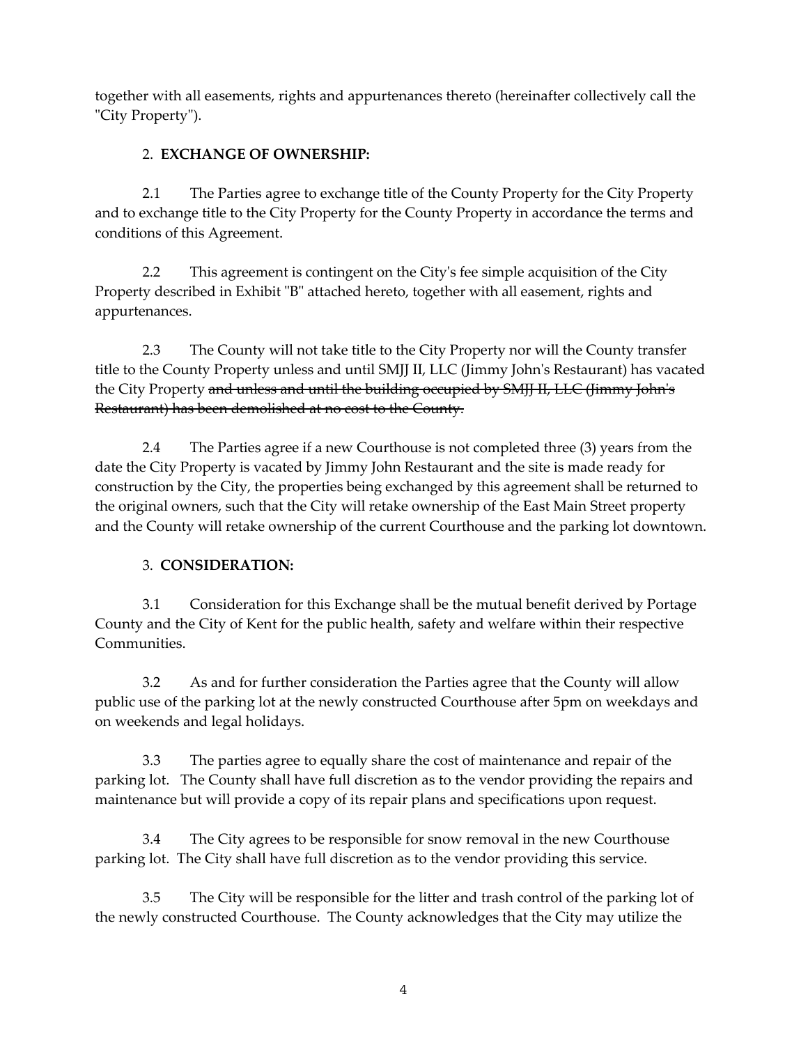together with all easements, rights and appurtenances thereto (hereinafter collectively call the "City Property").

2. **EXCHANGE OF OWNERSHIP:**

2.1 The Parties agree to exchange title of the County Property for the City Property and to exchange title to the City Property for the County Property in accordance the terms and conditions of this Agreement.

2.2 This agreement is contingent on the City's fee simple acquisition of the City Property described in Exhibit "B" attached hereto, together with all easement, rights and appurtenances.

2.3 The County will not take title to the City Property nor will the County transfer title to the County Property unless and until SMJJ II, LLC (Jimmy John's Restaurant) has vacated the City Property ~~and unless and until the building occupied by SMJJ II, LLC (Jimmy John's Restaurant) has been demolished at no cost to the County.~~

2.4 The Parties agree if a new Courthouse is not completed three (3) years from the date the City Property is vacated by Jimmy John Restaurant and the site is made ready for construction by the City, the properties being exchanged by this agreement shall be returned to the original owners, such that the City will retake ownership of the East Main Street property and the County will retake ownership of the current Courthouse and the parking lot downtown.

3. **CONSIDERATION:**

3.1 Consideration for this Exchange shall be the mutual benefit derived by Portage County and the City of Kent for the public health, safety and welfare within their respective Communities.

3.2 As and for further consideration the Parties agree that the County will allow public use of the parking lot at the newly constructed Courthouse after 5pm on weekdays and on weekends and legal holidays.

3.3 The parties agree to equally share the cost of maintenance and repair of the parking lot. The County shall have full discretion as to the vendor providing the repairs and maintenance but will provide a copy of its repair plans and specifications upon request.

3.4 The City agrees to be responsible for snow removal in the new Courthouse parking lot. The City shall have full discretion as to the vendor providing this service.

3.5 The City will be responsible for the litter and trash control of the parking lot of the newly constructed Courthouse. The County acknowledges that the City may utilize the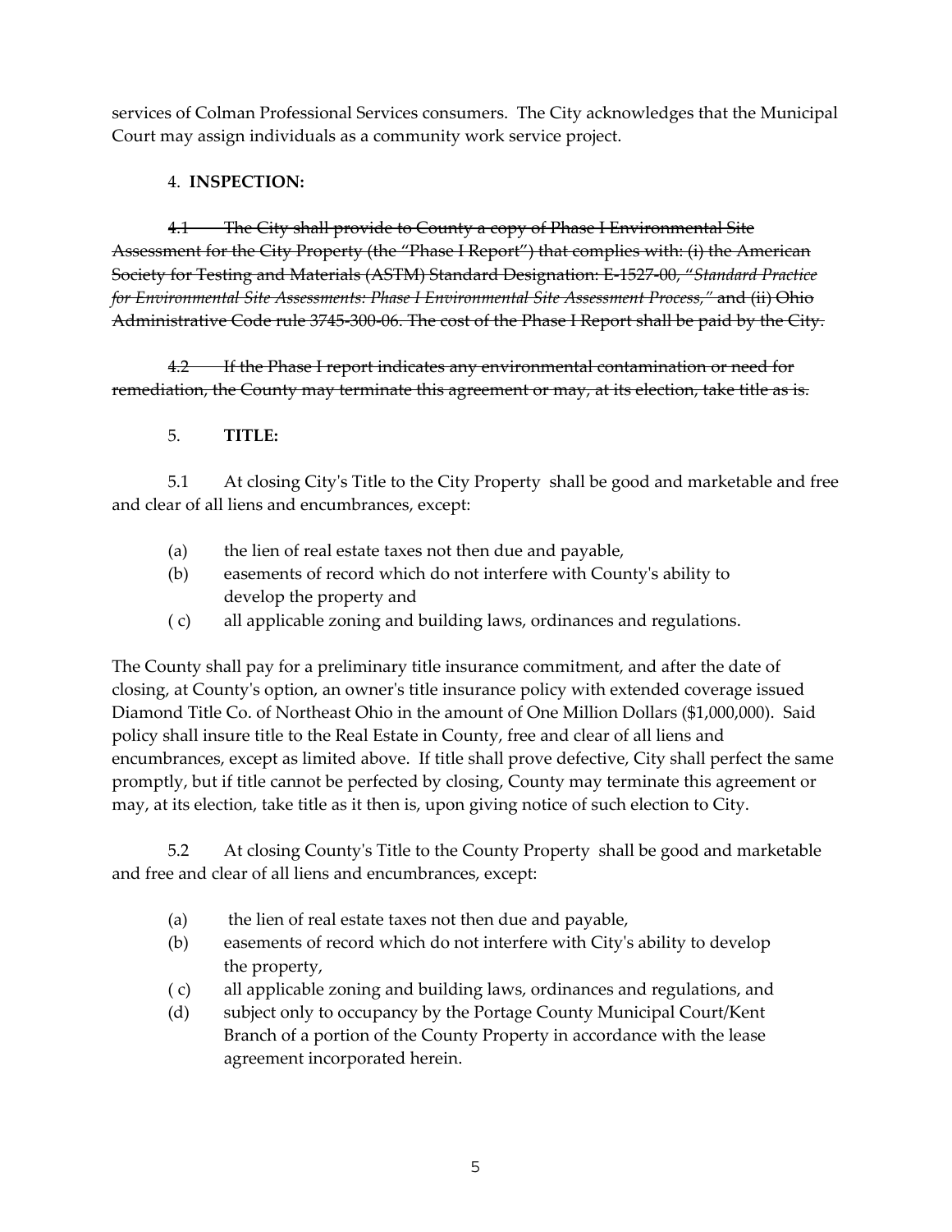services of Colman Professional Services consumers. The City acknowledges that the Municipal Court may assign individuals as a community work service project.

4. **INSPECTION:**

~~4.1 The City shall provide to County a copy of Phase I Environmental Site Assessment for the City Property (the "Phase I Report") that complies with: (i) the American Society for Testing and Materials (ASTM) Standard Designation: E-1527-00, "*Standard Practice for Environmental Site Assessments: Phase I Environmental Site Assessment Process,*" and (ii) Ohio Administrative Code rule 3745-300-06. The cost of the Phase I Report shall be paid by the City.~~

~~4.2 If the Phase I report indicates any environmental contamination or need for remediation, the County may terminate this agreement or may, at its election, take title as is.~~

5. **TITLE:**

5.1 At closing City's Title to the City Property shall be good and marketable and free and clear of all liens and encumbrances, except:

(a) the lien of real estate taxes not then due and payable,
(b) easements of record which do not interfere with County's ability to develop the property and
( c) all applicable zoning and building laws, ordinances and regulations.

The County shall pay for a preliminary title insurance commitment, and after the date of closing, at County's option, an owner's title insurance policy with extended coverage issued Diamond Title Co. of Northeast Ohio in the amount of One Million Dollars ($1,000,000). Said policy shall insure title to the Real Estate in County, free and clear of all liens and encumbrances, except as limited above. If title shall prove defective, City shall perfect the same promptly, but if title cannot be perfected by closing, County may terminate this agreement or may, at its election, take title as it then is, upon giving notice of such election to City.

5.2 At closing County's Title to the County Property shall be good and marketable and free and clear of all liens and encumbrances, except:

(a) the lien of real estate taxes not then due and payable,
(b) easements of record which do not interfere with City's ability to develop the property,
( c) all applicable zoning and building laws, ordinances and regulations, and
(d) subject only to occupancy by the Portage County Municipal Court/Kent Branch of a portion of the County Property in accordance with the lease agreement incorporated herein.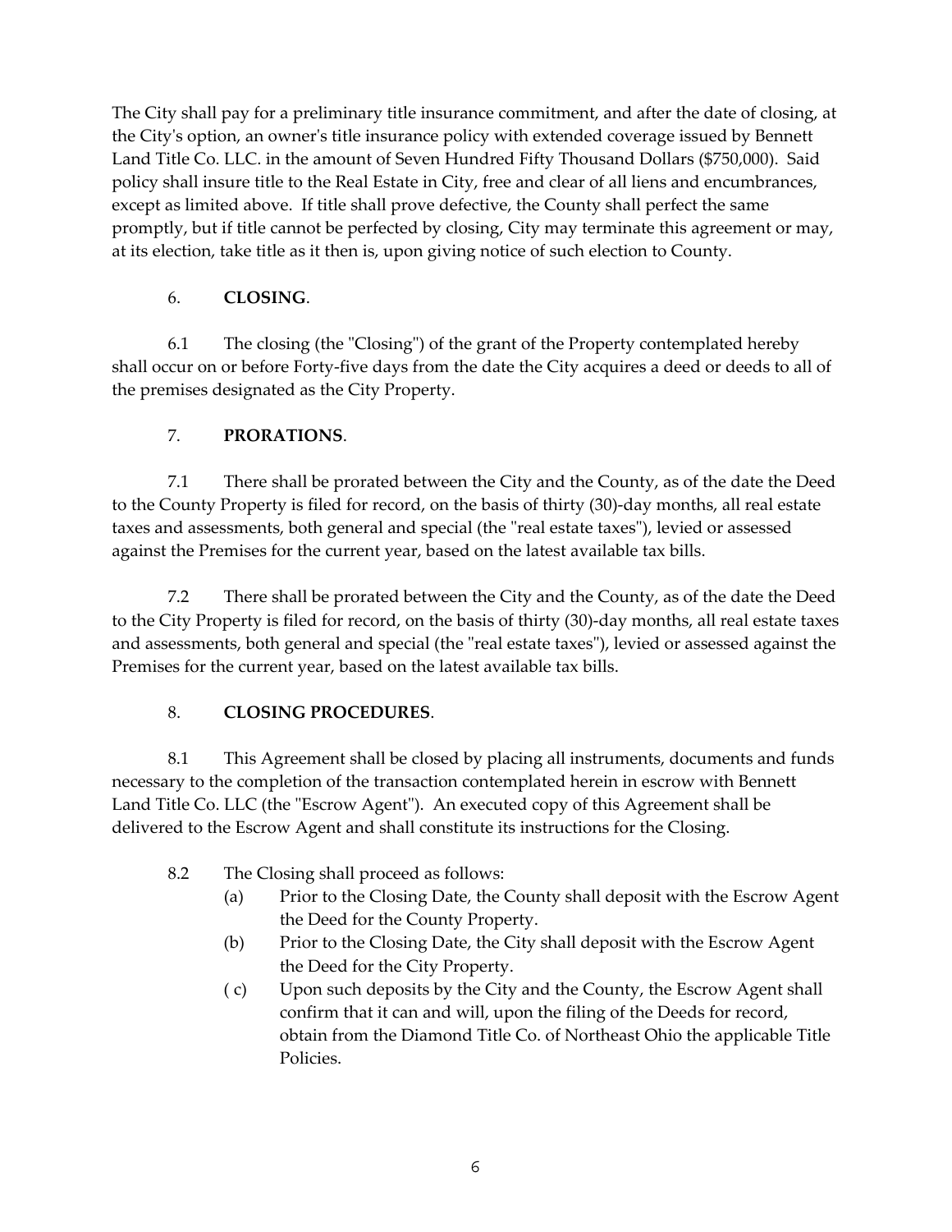The City shall pay for a preliminary title insurance commitment, and after the date of closing, at the City's option, an owner's title insurance policy with extended coverage issued by Bennett Land Title Co. LLC. in the amount of Seven Hundred Fifty Thousand Dollars ($750,000). Said policy shall insure title to the Real Estate in City, free and clear of all liens and encumbrances, except as limited above. If title shall prove defective, the County shall perfect the same promptly, but if title cannot be perfected by closing, City may terminate this agreement or may, at its election, take title as it then is, upon giving notice of such election to County.

6. **CLOSING**.

6.1 The closing (the "Closing") of the grant of the Property contemplated hereby shall occur on or before Forty-five days from the date the City acquires a deed or deeds to all of the premises designated as the City Property.

7. **PRORATIONS**.

7.1 There shall be prorated between the City and the County, as of the date the Deed to the County Property is filed for record, on the basis of thirty (30)-day months, all real estate taxes and assessments, both general and special (the "real estate taxes"), levied or assessed against the Premises for the current year, based on the latest available tax bills.

7.2 There shall be prorated between the City and the County, as of the date the Deed to the City Property is filed for record, on the basis of thirty (30)-day months, all real estate taxes and assessments, both general and special (the "real estate taxes"), levied or assessed against the Premises for the current year, based on the latest available tax bills.

8. **CLOSING PROCEDURES**.

8.1 This Agreement shall be closed by placing all instruments, documents and funds necessary to the completion of the transaction contemplated herein in escrow with Bennett Land Title Co. LLC (the "Escrow Agent"). An executed copy of this Agreement shall be delivered to the Escrow Agent and shall constitute its instructions for the Closing.

8.2 The Closing shall proceed as follows:

- (a) Prior to the Closing Date, the County shall deposit with the Escrow Agent the Deed for the County Property.
- (b) Prior to the Closing Date, the City shall deposit with the Escrow Agent the Deed for the City Property.
- ( c) Upon such deposits by the City and the County, the Escrow Agent shall confirm that it can and will, upon the filing of the Deeds for record, obtain from the Diamond Title Co. of Northeast Ohio the applicable Title Policies.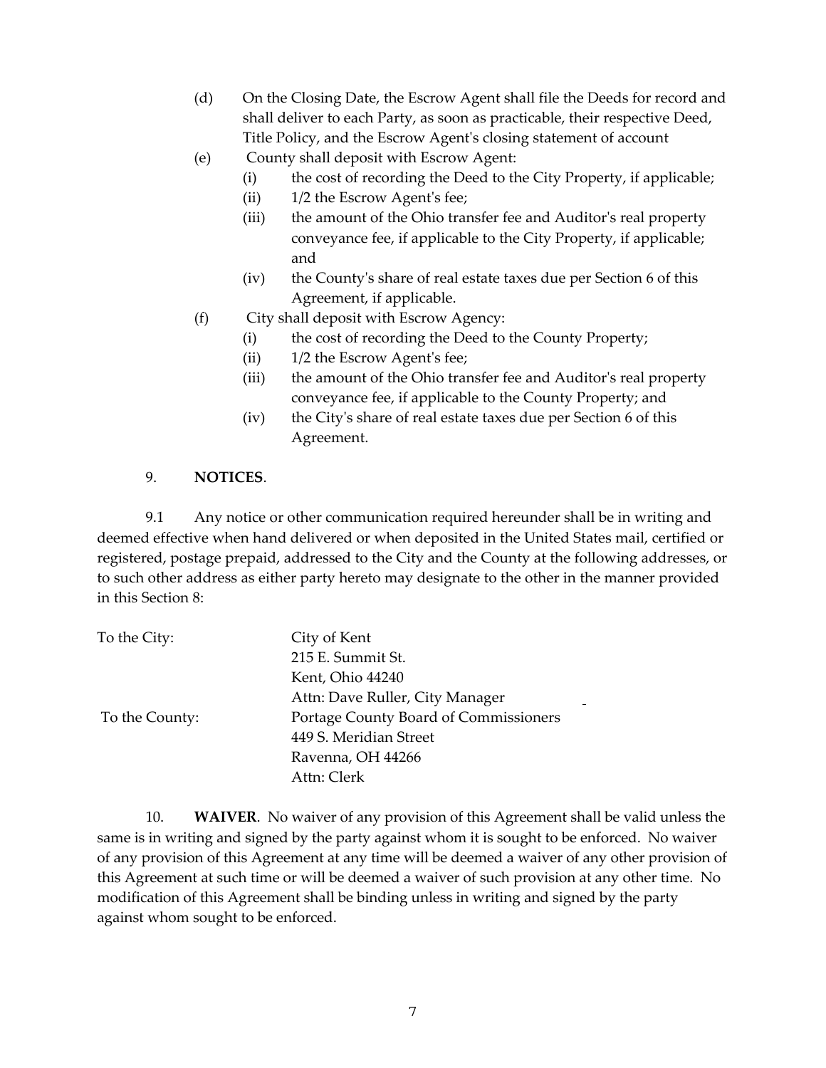(d) On the Closing Date, the Escrow Agent shall file the Deeds for record and shall deliver to each Party, as soon as practicable, their respective Deed, Title Policy, and the Escrow Agent's closing statement of account

(e) County shall deposit with Escrow Agent:

   (i) the cost of recording the Deed to the City Property, if applicable;

   (ii) 1/2 the Escrow Agent's fee;

   (iii) the amount of the Ohio transfer fee and Auditor's real property conveyance fee, if applicable to the City Property, if applicable; and

   (iv) the County's share of real estate taxes due per Section 6 of this Agreement, if applicable.

(f) City shall deposit with Escrow Agency:

   (i) the cost of recording the Deed to the County Property;

   (ii) 1/2 the Escrow Agent's fee;

   (iii) the amount of the Ohio transfer fee and Auditor's real property conveyance fee, if applicable to the County Property; and

   (iv) the City's share of real estate taxes due per Section 6 of this Agreement.

9. **NOTICES**.

9.1 Any notice or other communication required hereunder shall be in writing and deemed effective when hand delivered or when deposited in the United States mail, certified or registered, postage prepaid, addressed to the City and the County at the following addresses, or to such other address as either party hereto may designate to the other in the manner provided in this Section 8:

To the City:
City of Kent
215 E. Summit St.
Kent, Ohio 44240
Attn: Dave Ruller, City Manager

To the County:
Portage County Board of Commissioners
449 S. Meridian Street
Ravenna, OH 44266
Attn: Clerk

10. **WAIVER**. No waiver of any provision of this Agreement shall be valid unless the same is in writing and signed by the party against whom it is sought to be enforced. No waiver of any provision of this Agreement at any time will be deemed a waiver of any other provision of this Agreement at such time or will be deemed a waiver of such provision at any other time. No modification of this Agreement shall be binding unless in writing and signed by the party against whom sought to be enforced.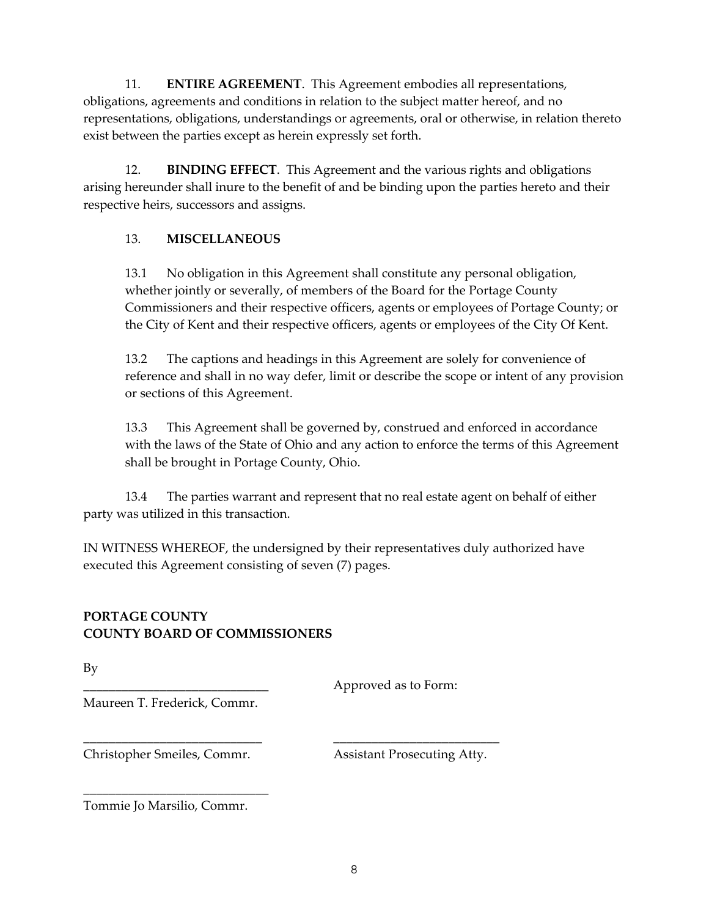11. **ENTIRE AGREEMENT**. This Agreement embodies all representations, obligations, agreements and conditions in relation to the subject matter hereof, and no representations, obligations, understandings or agreements, oral or otherwise, in relation thereto exist between the parties except as herein expressly set forth.

12. **BINDING EFFECT**. This Agreement and the various rights and obligations arising hereunder shall inure to the benefit of and be binding upon the parties hereto and their respective heirs, successors and assigns.

13. **MISCELLANEOUS**

13.1 No obligation in this Agreement shall constitute any personal obligation, whether jointly or severally, of members of the Board for the Portage County Commissioners and their respective officers, agents or employees of Portage County; or the City of Kent and their respective officers, agents or employees of the City Of Kent.

13.2 The captions and headings in this Agreement are solely for convenience of reference and shall in no way defer, limit or describe the scope or intent of any provision or sections of this Agreement.

13.3 This Agreement shall be governed by, construed and enforced in accordance with the laws of the State of Ohio and any action to enforce the terms of this Agreement shall be brought in Portage County, Ohio.

13.4 The parties warrant and represent that no real estate agent on behalf of either party was utilized in this transaction.

IN WITNESS WHEREOF, the undersigned by their representatives duly authorized have executed this Agreement consisting of seven (7) pages.

**PORTAGE COUNTY**
**COUNTY BOARD OF COMMISSIONERS**

By

_____________________________
Maureen T. Frederick, Commr.

Approved as to Form:

_____________________________
Christopher Smeiles, Commr.

_____________________________
Assistant Prosecuting Atty.

_____________________________
Tommie Jo Marsilio, Commr.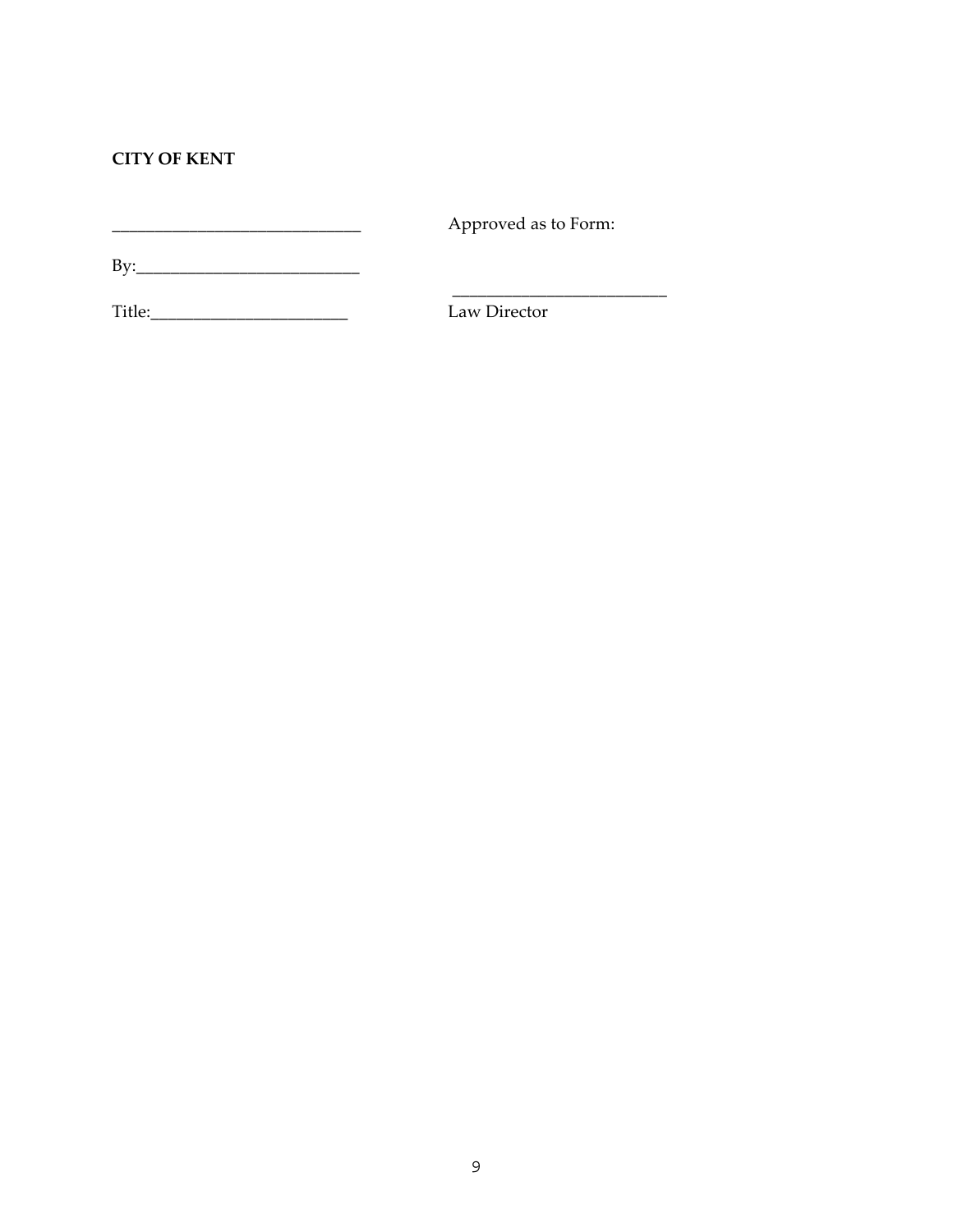**CITY OF KENT**

_____________________________ Approved as to Form:

By:_________________________

_________________________

Title:______________________ Law Director